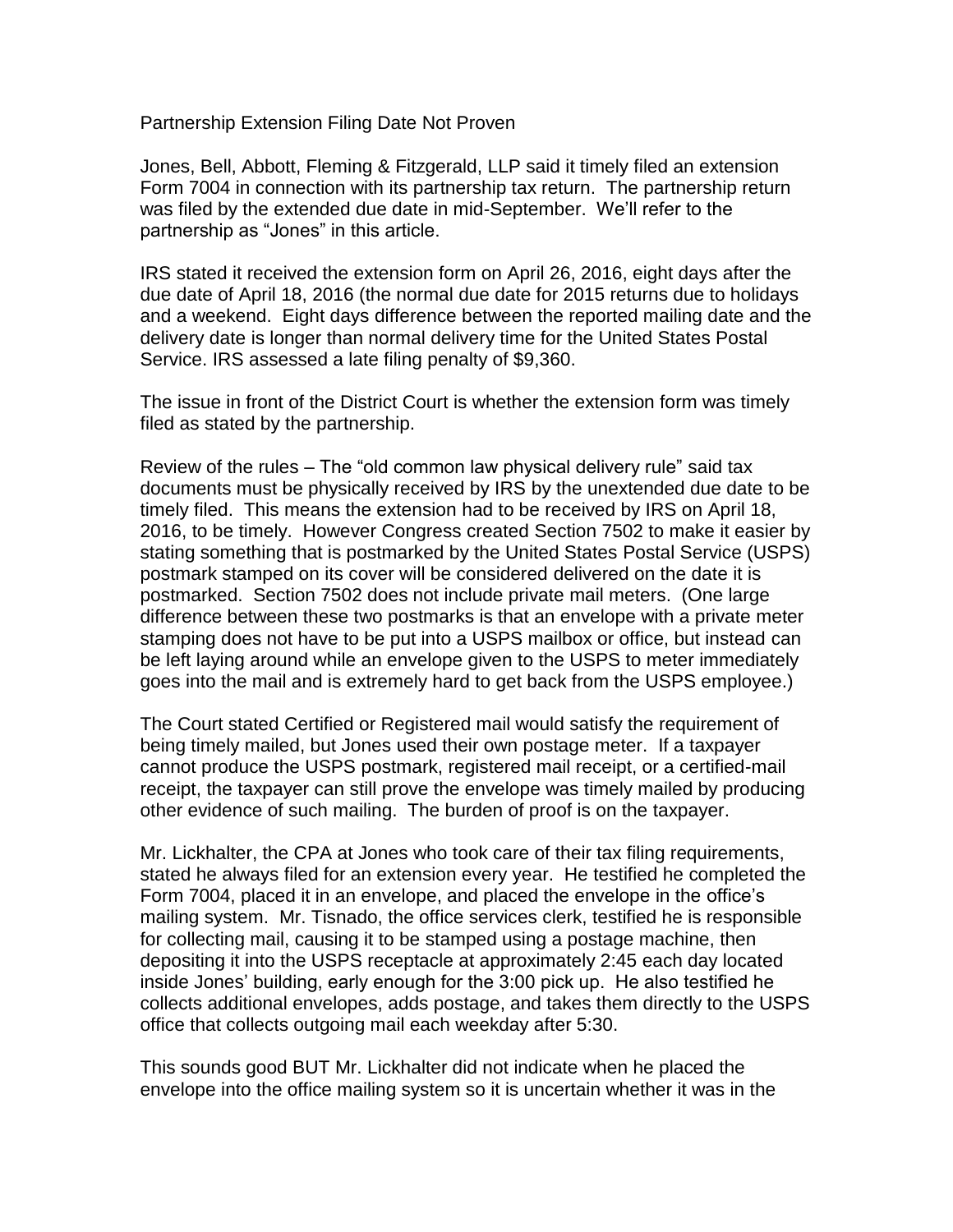# Partnership Extension Filing Date Not Proven

Jones, Bell, Abbott, Fleming & Fitzgerald, LLP said it timely filed an extension Form 7004 in connection with its partnership tax return. The partnership return was filed by the extended due date in mid-September. We'll refer to the partnership as "Jones" in this article.

IRS stated it received the extension form on April 26, 2016, eight days after the due date of April 18, 2016 (the normal due date for 2015 returns due to holidays and a weekend. Eight days difference between the reported mailing date and the delivery date is longer than normal delivery time for the United States Postal Service. IRS assessed a late filing penalty of $9,360.

The issue in front of the District Court is whether the extension form was timely filed as stated by the partnership.

Review of the rules – The "old common law physical delivery rule" said tax documents must be physically received by IRS by the unextended due date to be timely filed. This means the extension had to be received by IRS on April 18, 2016, to be timely. However Congress created Section 7502 to make it easier by stating something that is postmarked by the United States Postal Service (USPS) postmark stamped on its cover will be considered delivered on the date it is postmarked. Section 7502 does not include private mail meters. (One large difference between these two postmarks is that an envelope with a private meter stamping does not have to be put into a USPS mailbox or office, but instead can be left laying around while an envelope given to the USPS to meter immediately goes into the mail and is extremely hard to get back from the USPS employee.)

The Court stated Certified or Registered mail would satisfy the requirement of being timely mailed, but Jones used their own postage meter. If a taxpayer cannot produce the USPS postmark, registered mail receipt, or a certified-mail receipt, the taxpayer can still prove the envelope was timely mailed by producing other evidence of such mailing. The burden of proof is on the taxpayer.

Mr. Lickhalter, the CPA at Jones who took care of their tax filing requirements, stated he always filed for an extension every year. He testified he completed the Form 7004, placed it in an envelope, and placed the envelope in the office's mailing system. Mr. Tisnado, the office services clerk, testified he is responsible for collecting mail, causing it to be stamped using a postage machine, then depositing it into the USPS receptacle at approximately 2:45 each day located inside Jones' building, early enough for the 3:00 pick up. He also testified he collects additional envelopes, adds postage, and takes them directly to the USPS office that collects outgoing mail each weekday after 5:30.

This sounds good BUT Mr. Lickhalter did not indicate when he placed the envelope into the office mailing system so it is uncertain whether it was in the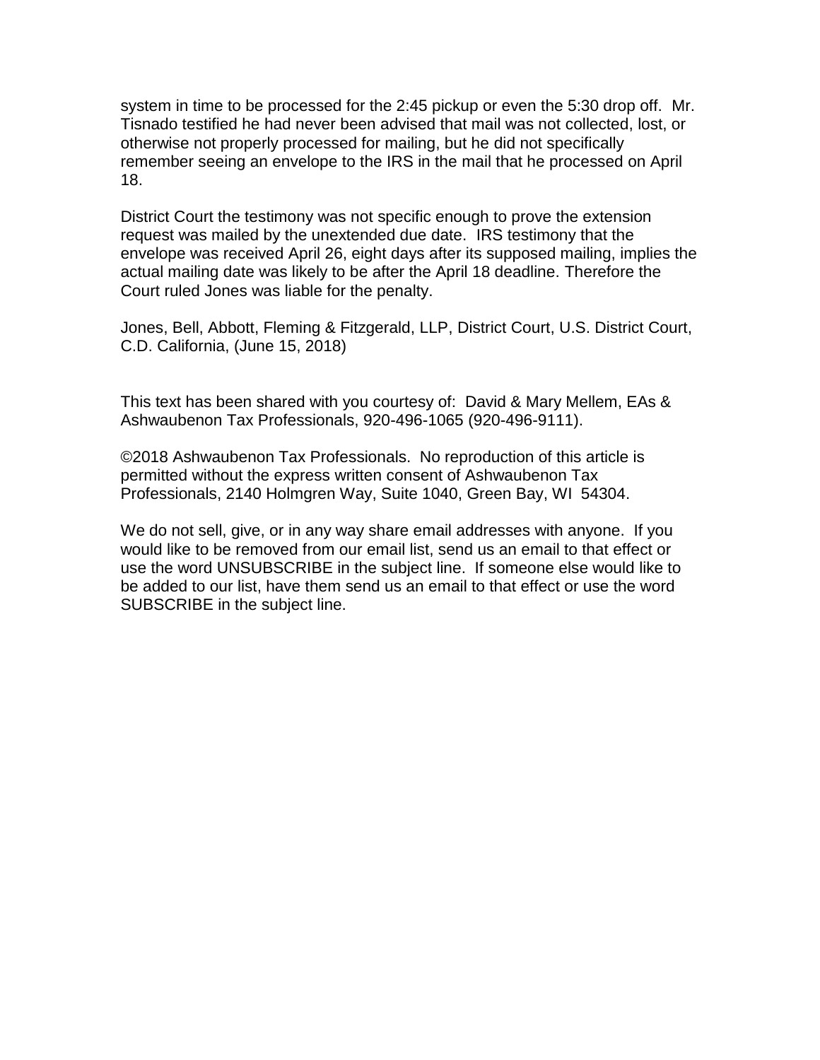system in time to be processed for the 2:45 pickup or even the 5:30 drop off. Mr. Tisnado testified he had never been advised that mail was not collected, lost, or otherwise not properly processed for mailing, but he did not specifically remember seeing an envelope to the IRS in the mail that he processed on April 18.

District Court the testimony was not specific enough to prove the extension request was mailed by the unextended due date. IRS testimony that the envelope was received April 26, eight days after its supposed mailing, implies the actual mailing date was likely to be after the April 18 deadline. Therefore the Court ruled Jones was liable for the penalty.

Jones, Bell, Abbott, Fleming & Fitzgerald, LLP, District Court, U.S. District Court, C.D. California, (June 15, 2018)

This text has been shared with you courtesy of: David & Mary Mellem, EAs & Ashwaubenon Tax Professionals, 920-496-1065 (920-496-9111).

©2018 Ashwaubenon Tax Professionals. No reproduction of this article is permitted without the express written consent of Ashwaubenon Tax Professionals, 2140 Holmgren Way, Suite 1040, Green Bay, WI 54304.

We do not sell, give, or in any way share email addresses with anyone. If you would like to be removed from our email list, send us an email to that effect or use the word UNSUBSCRIBE in the subject line. If someone else would like to be added to our list, have them send us an email to that effect or use the word SUBSCRIBE in the subject line.